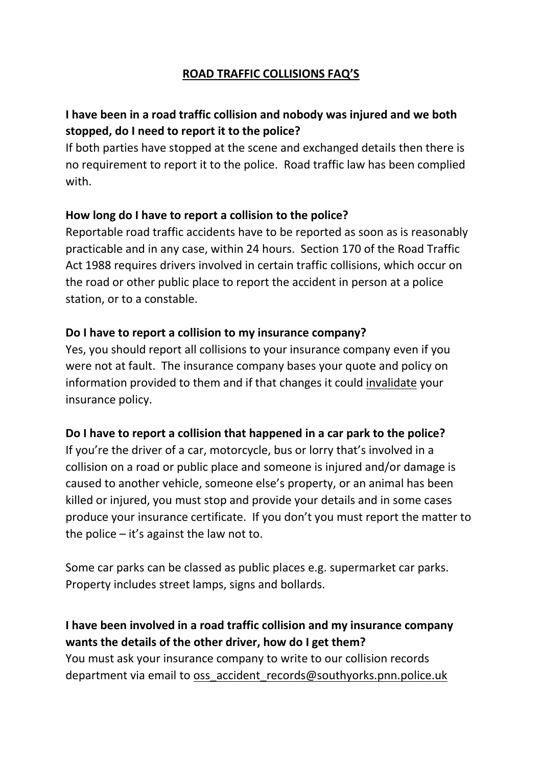# ROAD TRAFFIC COLLISIONS FAQ'S

**I have been in a road traffic collision and nobody was injured and we both stopped, do I need to report it to the police?**

If both parties have stopped at the scene and exchanged details then there is no requirement to report it to the police. Road traffic law has been complied with.

**How long do I have to report a collision to the police?**

Reportable road traffic accidents have to be reported as soon as is reasonably practicable and in any case, within 24 hours. Section 170 of the Road Traffic Act 1988 requires drivers involved in certain traffic collisions, which occur on the road or other public place to report the accident in person at a police station, or to a constable.

**Do I have to report a collision to my insurance company?**

Yes, you should report all collisions to your insurance company even if you were not at fault. The insurance company bases your quote and policy on information provided to them and if that changes it could <u>invalidate</u> your insurance policy.

**Do I have to report a collision that happened in a car park to the police?**

If you're the driver of a car, motorcycle, bus or lorry that's involved in a collision on a road or public place and someone is injured and/or damage is caused to another vehicle, someone else's property, or an animal has been killed or injured, you must stop and provide your details and in some cases produce your insurance certificate. If you don't you must report the matter to the police – it's against the law not to.

Some car parks can be classed as public places e.g. supermarket car parks. Property includes street lamps, signs and bollards.

**I have been involved in a road traffic collision and my insurance company wants the details of the other driver, how do I get them?**

You must ask your insurance company to write to our collision records department via email to oss_accident_records@southyorks.pnn.police.uk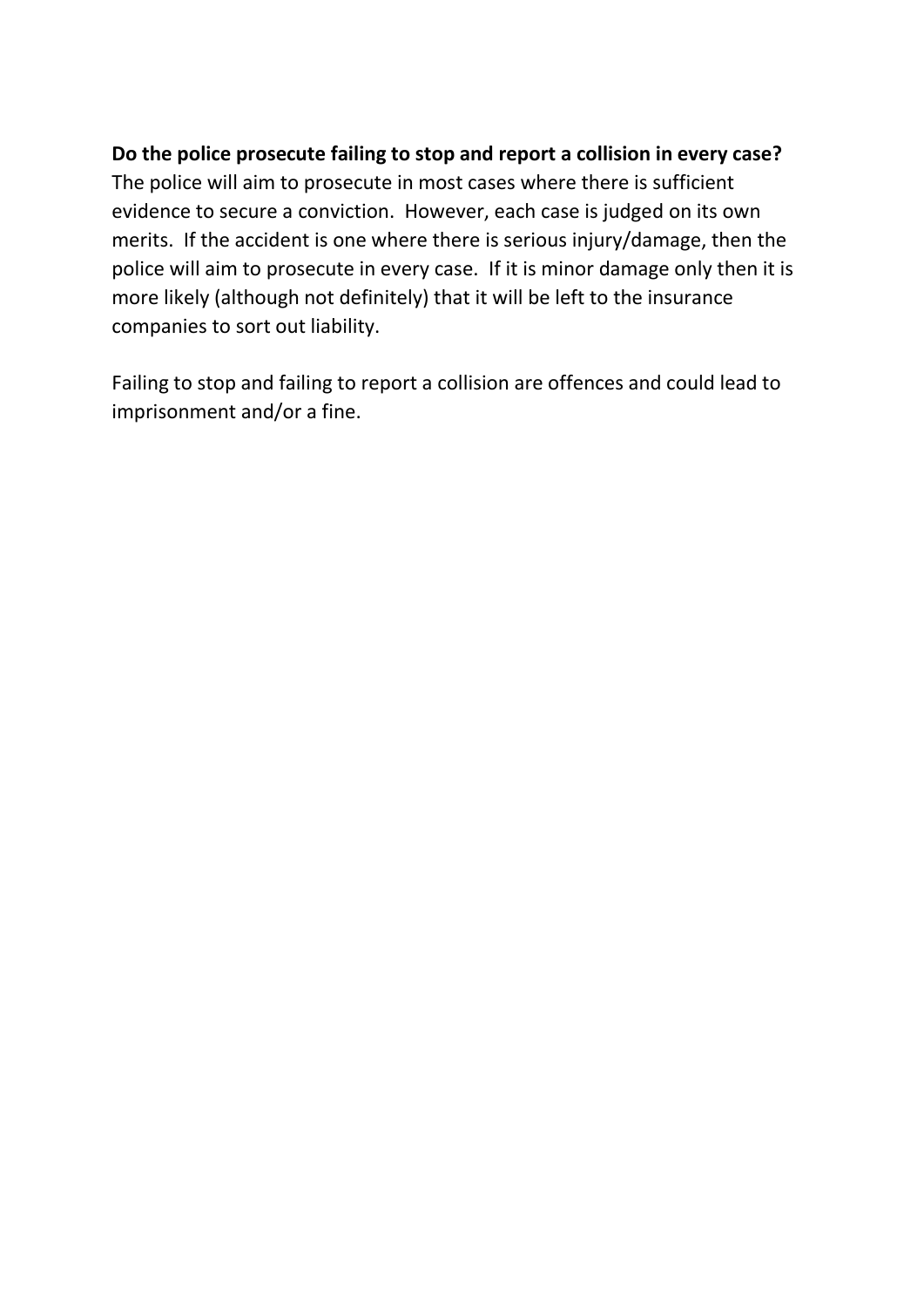**Do the police prosecute failing to stop and report a collision in every case?**
The police will aim to prosecute in most cases where there is sufficient evidence to secure a conviction. However, each case is judged on its own merits. If the accident is one where there is serious injury/damage, then the police will aim to prosecute in every case. If it is minor damage only then it is more likely (although not definitely) that it will be left to the insurance companies to sort out liability.

Failing to stop and failing to report a collision are offences and could lead to imprisonment and/or a fine.